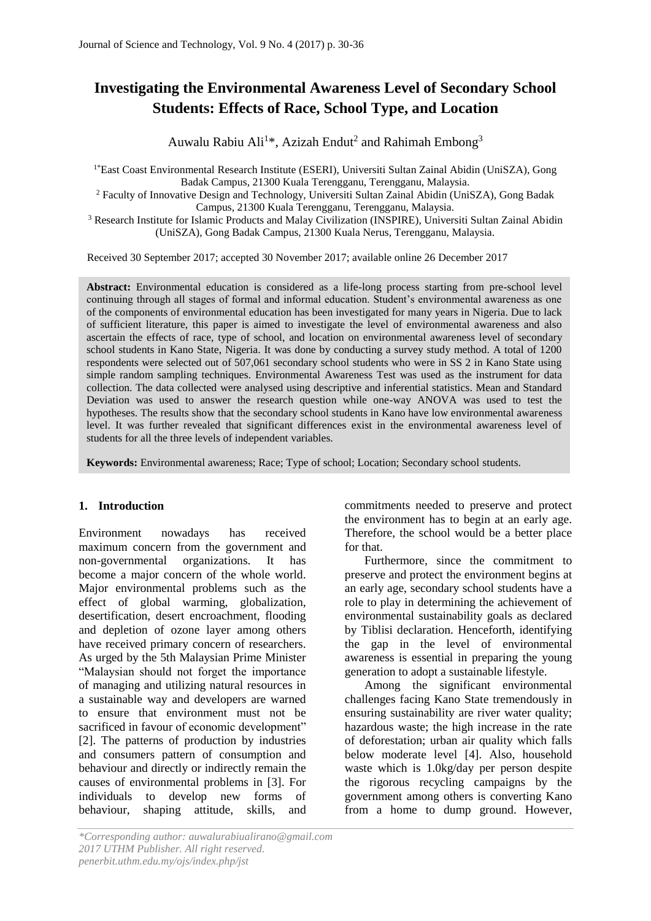# Investigating the Environmental Awareness Level of Secondary School Students: Effects of Race, School Type, and Location

Auwalu Rabiu Ali[1]*, Azizah Endut[2] and Rahimah Embong[3]

[1*]East Coast Environmental Research Institute (ESERI), Universiti Sultan Zainal Abidin (UniSZA), Gong Badak Campus, 21300 Kuala Terengganu, Terengganu, Malaysia.

[2] Faculty of Innovative Design and Technology, Universiti Sultan Zainal Abidin (UniSZA), Gong Badak Campus, 21300 Kuala Terengganu, Terengganu, Malaysia.

[3] Research Institute for Islamic Products and Malay Civilization (INSPIRE), Universiti Sultan Zainal Abidin (UniSZA), Gong Badak Campus, 21300 Kuala Nerus, Terengganu, Malaysia.

Received 30 September 2017; accepted 30 November 2017; available online 26 December 2017

**Abstract:** Environmental education is considered as a life-long process starting from pre-school level continuing through all stages of formal and informal education. Student's environmental awareness as one of the components of environmental education has been investigated for many years in Nigeria. Due to lack of sufficient literature, this paper is aimed to investigate the level of environmental awareness and also ascertain the effects of race, type of school, and location on environmental awareness level of secondary school students in Kano State, Nigeria. It was done by conducting a survey study method. A total of 1200 respondents were selected out of 507,061 secondary school students who were in SS 2 in Kano State using simple random sampling techniques. Environmental Awareness Test was used as the instrument for data collection. The data collected were analysed using descriptive and inferential statistics. Mean and Standard Deviation was used to answer the research question while one-way ANOVA was used to test the hypotheses. The results show that the secondary school students in Kano have low environmental awareness level. It was further revealed that significant differences exist in the environmental awareness level of students for all the three levels of independent variables.

**Keywords:** Environmental awareness; Race; Type of school; Location; Secondary school students.

## 1. Introduction

Environment nowadays has received maximum concern from the government and non-governmental organizations. It has become a major concern of the whole world. Major environmental problems such as the effect of global warming, globalization, desertification, desert encroachment, flooding and depletion of ozone layer among others have received primary concern of researchers. As urged by the 5th Malaysian Prime Minister "Malaysian should not forget the importance of managing and utilizing natural resources in a sustainable way and developers are warned to ensure that environment must not be sacrificed in favour of economic development" [2]. The patterns of production by industries and consumers pattern of consumption and behaviour and directly or indirectly remain the causes of environmental problems in [3]. For individuals to develop new forms of behaviour, shaping attitude, skills, and commitments needed to preserve and protect the environment has to begin at an early age. Therefore, the school would be a better place for that.

Furthermore, since the commitment to preserve and protect the environment begins at an early age, secondary school students have a role to play in determining the achievement of environmental sustainability goals as declared by Tiblisi declaration. Henceforth, identifying the gap in the level of environmental awareness is essential in preparing the young generation to adopt a sustainable lifestyle.

Among the significant environmental challenges facing Kano State tremendously in ensuring sustainability are river water quality; hazardous waste; the high increase in the rate of deforestation; urban air quality which falls below moderate level [4]. Also, household waste which is 1.0kg/day per person despite the rigorous recycling campaigns by the government among others is converting Kano from a home to dump ground. However,

*\*Corresponding author: auwalurabiualirano@gmail.com*
*2017 UTHM Publisher. All right reserved.*
*penerbit.uthm.edu.my/ojs/index.php/jst*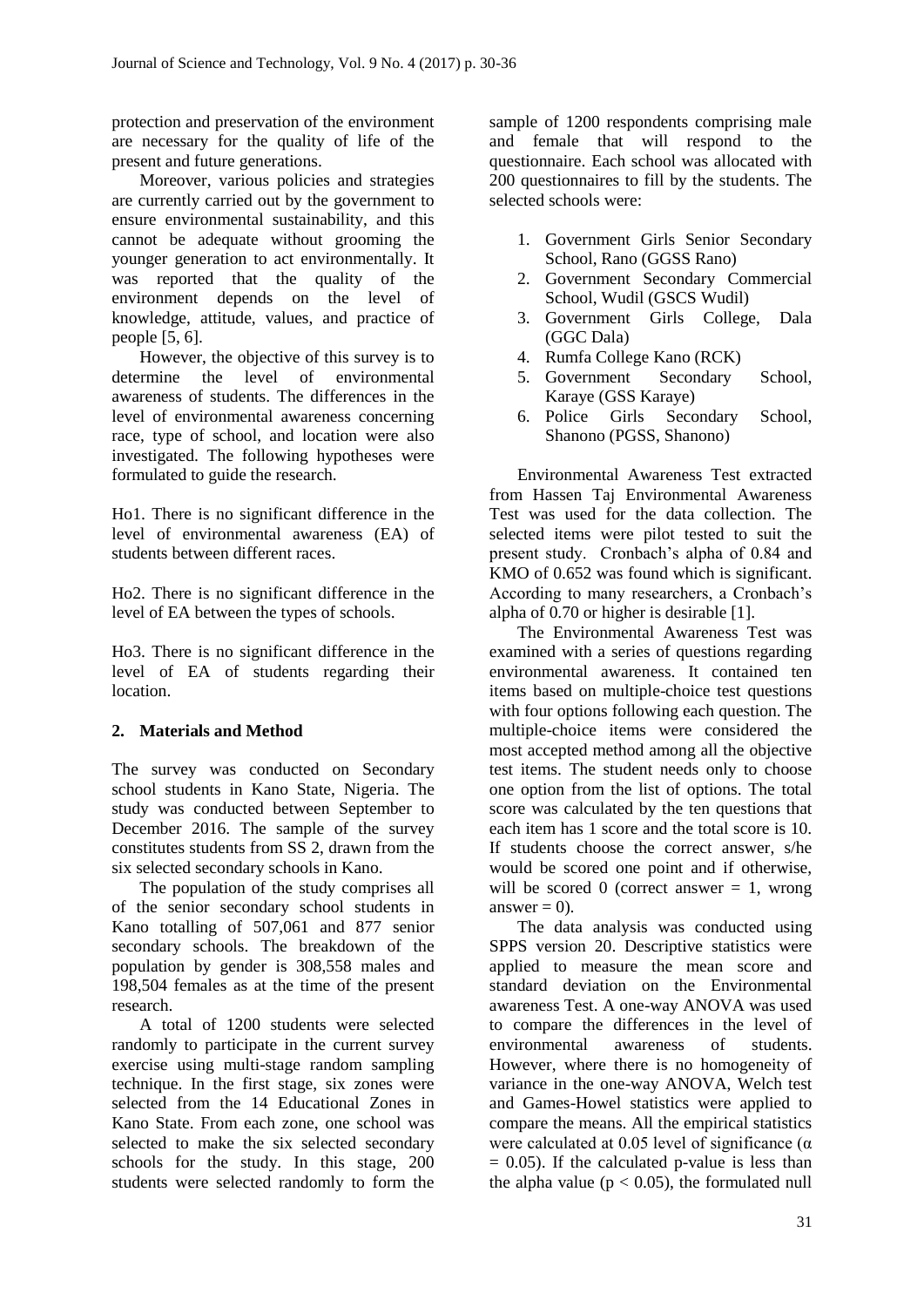protection and preservation of the environment are necessary for the quality of life of the present and future generations.

Moreover, various policies and strategies are currently carried out by the government to ensure environmental sustainability, and this cannot be adequate without grooming the younger generation to act environmentally. It was reported that the quality of the environment depends on the level of knowledge, attitude, values, and practice of people [5, 6].

However, the objective of this survey is to determine the level of environmental awareness of students. The differences in the level of environmental awareness concerning race, type of school, and location were also investigated. The following hypotheses were formulated to guide the research.

Ho1. There is no significant difference in the level of environmental awareness (EA) of students between different races.

Ho2. There is no significant difference in the level of EA between the types of schools.

Ho3. There is no significant difference in the level of EA of students regarding their location.

## 2. Materials and Method

The survey was conducted on Secondary school students in Kano State, Nigeria. The study was conducted between September to December 2016. The sample of the survey constitutes students from SS 2, drawn from the six selected secondary schools in Kano.

The population of the study comprises all of the senior secondary school students in Kano totalling of 507,061 and 877 senior secondary schools. The breakdown of the population by gender is 308,558 males and 198,504 females as at the time of the present research.

A total of 1200 students were selected randomly to participate in the current survey exercise using multi-stage random sampling technique. In the first stage, six zones were selected from the 14 Educational Zones in Kano State. From each zone, one school was selected to make the six selected secondary schools for the study. In this stage, 200 students were selected randomly to form the sample of 1200 respondents comprising male and female that will respond to the questionnaire. Each school was allocated with 200 questionnaires to fill by the students. The selected schools were:

1. Government Girls Senior Secondary School, Rano (GGSS Rano)
2. Government Secondary Commercial School, Wudil (GSCS Wudil)
3. Government Girls College, Dala (GGC Dala)
4. Rumfa College Kano (RCK)
5. Government Secondary School, Karaye (GSS Karaye)
6. Police Girls Secondary School, Shanono (PGSS, Shanono)

Environmental Awareness Test extracted from Hassen Taj Environmental Awareness Test was used for the data collection. The selected items were pilot tested to suit the present study. Cronbach's alpha of 0.84 and KMO of 0.652 was found which is significant. According to many researchers, a Cronbach's alpha of 0.70 or higher is desirable [1].

The Environmental Awareness Test was examined with a series of questions regarding environmental awareness. It contained ten items based on multiple-choice test questions with four options following each question. The multiple-choice items were considered the most accepted method among all the objective test items. The student needs only to choose one option from the list of options. The total score was calculated by the ten questions that each item has 1 score and the total score is 10. If students choose the correct answer, s/he would be scored one point and if otherwise, will be scored 0 (correct answer = 1, wrong answer = 0).

The data analysis was conducted using SPPS version 20. Descriptive statistics were applied to measure the mean score and standard deviation on the Environmental awareness Test. A one-way ANOVA was used to compare the differences in the level of environmental awareness of students. However, where there is no homogeneity of variance in the one-way ANOVA, Welch test and Games-Howel statistics were applied to compare the means. All the empirical statistics were calculated at 0.05 level of significance ($\alpha = 0.05$). If the calculated p-value is less than the alpha value ($p < 0.05$), the formulated null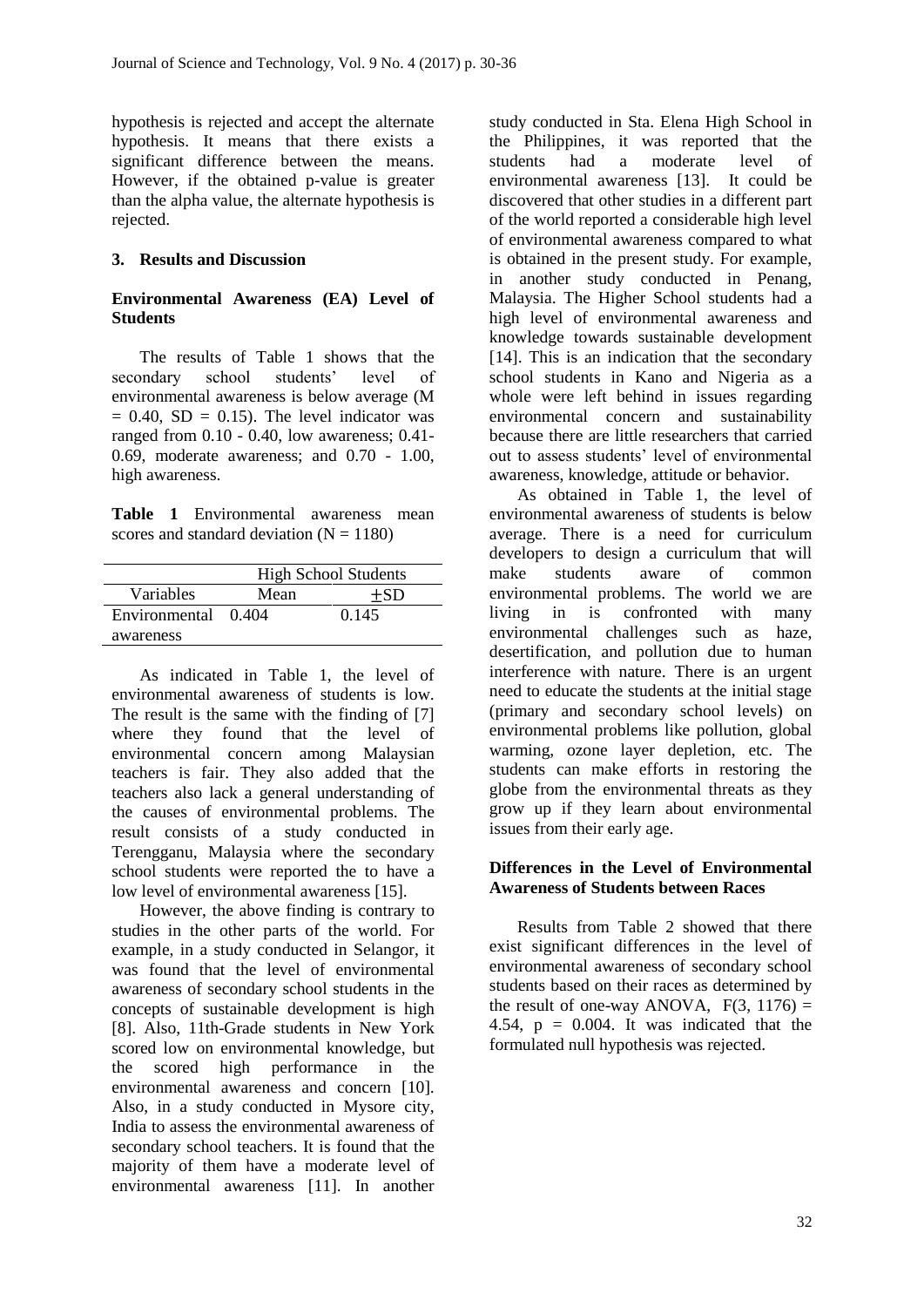hypothesis is rejected and accept the alternate hypothesis. It means that there exists a significant difference between the means. However, if the obtained p-value is greater than the alpha value, the alternate hypothesis is rejected.

## 3. Results and Discussion

### Environmental Awareness (EA) Level of Students

The results of Table 1 shows that the secondary school students' level of environmental awareness is below average ($M = 0.40$, $SD = 0.15$). The level indicator was ranged from 0.10 - 0.40, low awareness; 0.41-0.69, moderate awareness; and 0.70 - 1.00, high awareness.

**Table 1** Environmental awareness mean scores and standard deviation ($N = 1180$)

| | High School Students | |
|---|---|---|
| Variables | Mean | $\pm$SD |
| Environmental awareness | 0.404 | 0.145 |

As indicated in Table 1, the level of environmental awareness of students is low. The result is the same with the finding of [7] where they found that the level of environmental concern among Malaysian teachers is fair. They also added that the teachers also lack a general understanding of the causes of environmental problems. The result consists of a study conducted in Terengganu, Malaysia where the secondary school students were reported the to have a low level of environmental awareness [15].

However, the above finding is contrary to studies in the other parts of the world. For example, in a study conducted in Selangor, it was found that the level of environmental awareness of secondary school students in the concepts of sustainable development is high [8]. Also, 11th-Grade students in New York scored low on environmental knowledge, but the scored high performance in the environmental awareness and concern [10]. Also, in a study conducted in Mysore city, India to assess the environmental awareness of secondary school teachers. It is found that the majority of them have a moderate level of environmental awareness [11]. In another study conducted in Sta. Elena High School in the Philippines, it was reported that the students had a moderate level of environmental awareness [13]. It could be discovered that other studies in a different part of the world reported a considerable high level of environmental awareness compared to what is obtained in the present study. For example, in another study conducted in Penang, Malaysia. The Higher School students had a high level of environmental awareness and knowledge towards sustainable development [14]. This is an indication that the secondary school students in Kano and Nigeria as a whole were left behind in issues regarding environmental concern and sustainability because there are little researchers that carried out to assess students' level of environmental awareness, knowledge, attitude or behavior.

As obtained in Table 1, the level of environmental awareness of students is below average. There is a need for curriculum developers to design a curriculum that will make students aware of common environmental problems. The world we are living in is confronted with many environmental challenges such as haze, desertification, and pollution due to human interference with nature. There is an urgent need to educate the students at the initial stage (primary and secondary school levels) on environmental problems like pollution, global warming, ozone layer depletion, etc. The students can make efforts in restoring the globe from the environmental threats as they grow up if they learn about environmental issues from their early age.

### Differences in the Level of Environmental Awareness of Students between Races

Results from Table 2 showed that there exist significant differences in the level of environmental awareness of secondary school students based on their races as determined by the result of one-way ANOVA, $F(3, 1176) = 4.54$, $p = 0.004$. It was indicated that the formulated null hypothesis was rejected.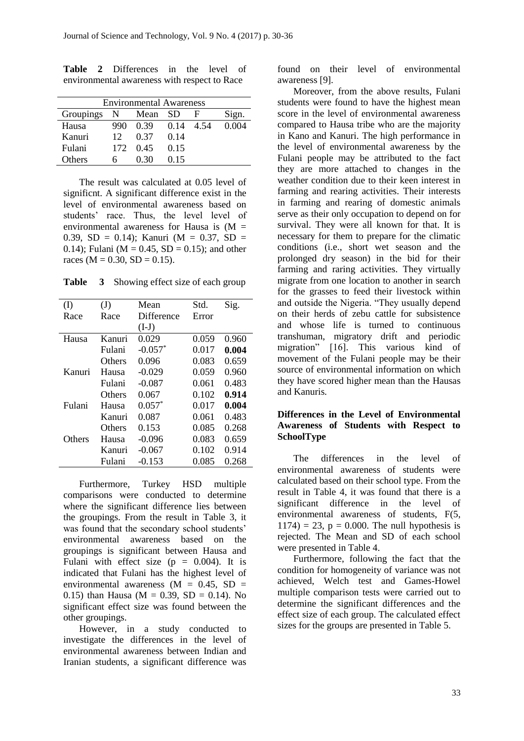**Table 2** Differences in the level of environmental awareness with respect to Race

| Environmental Awareness | | | | | |
|---|---|---|---|---|---|
| Groupings | N | Mean | SD | F | Sign. |
| Hausa | 990 | 0.39 | 0.14 | 4.54 | 0.004 |
| Kanuri | 12 | 0.37 | 0.14 | | |
| Fulani | 172 | 0.45 | 0.15 | | |
| Others | 6 | 0.30 | 0.15 | | |

The result was calculated at 0.05 level of significnt. A significant difference exist in the level of environmental awareness based on students' race. Thus, the level level of environmental awareness for Hausa is (M = 0.39, SD = 0.14); Kanuri (M = 0.37, SD = 0.14); Fulani (M = 0.45, SD = 0.15); and other races (M = 0.30, SD = 0.15).

**Table 3** Showing effect size of each group

| (I) Race | (J) Race | Mean Difference (I-J) | Std. Error | Sig. |
|---|---|---|---|---|
| Hausa | Kanuri | 0.029 | 0.059 | 0.960 |
| | Fulani | -0.057* | 0.017 | **0.004** |
| | Others | 0.096 | 0.083 | 0.659 |
| Kanuri | Hausa | -0.029 | 0.059 | 0.960 |
| | Fulani | -0.087 | 0.061 | 0.483 |
| | Others | 0.067 | 0.102 | **0.914** |
| Fulani | Hausa | 0.057* | 0.017 | **0.004** |
| | Kanuri | 0.087 | 0.061 | 0.483 |
| | Others | 0.153 | 0.085 | 0.268 |
| Others | Hausa | -0.096 | 0.083 | 0.659 |
| | Kanuri | -0.067 | 0.102 | 0.914 |
| | Fulani | -0.153 | 0.085 | 0.268 |

Furthermore, Turkey HSD multiple comparisons were conducted to determine where the significant difference lies between the groupings. From the result in Table 3, it was found that the secondary school students' environmental awareness based on the groupings is significant between Hausa and Fulani with effect size (p = 0.004). It is indicated that Fulani has the highest level of environmental awareness (M = 0.45, SD = 0.15) than Hausa (M = 0.39, SD = 0.14). No significant effect size was found between the other groupings.

However, in a study conducted to investigate the differences in the level of environmental awareness between Indian and Iranian students, a significant difference was found on their level of environmental awareness [9].

Moreover, from the above results, Fulani students were found to have the highest mean score in the level of environmental awareness compared to Hausa tribe who are the majority in Kano and Kanuri. The high performance in the level of environmental awareness by the Fulani people may be attributed to the fact they are more attached to changes in the weather condition due to their keen interest in farming and rearing activities. Their interests in farming and rearing of domestic animals serve as their only occupation to depend on for survival. They were all known for that. It is necessary for them to prepare for the climatic conditions (i.e., short wet season and the prolonged dry season) in the bid for their farming and raring activities. They virtually migrate from one location to another in search for the grasses to feed their livestock within and outside the Nigeria. "They usually depend on their herds of zebu cattle for subsistence and whose life is turned to continuous transhuman, migratory drift and periodic migration" [16]. This various kind of movement of the Fulani people may be their source of environmental information on which they have scored higher mean than the Hausas and Kanuris.

### Differences in the Level of Environmental Awareness of Students with Respect to SchoolType

The differences in the level of environmental awareness of students were calculated based on their school type. From the result in Table 4, it was found that there is a significant difference in the level of environmental awareness of students, $F(5, 1174) = 23$, $p = 0.000$. The null hypothesis is rejected. The Mean and SD of each school were presented in Table 4.

Furthermore, following the fact that the condition for homogeneity of variance was not achieved, Welch test and Games-Howel multiple comparison tests were carried out to determine the significant differences and the effect size of each group. The calculated effect sizes for the groups are presented in Table 5.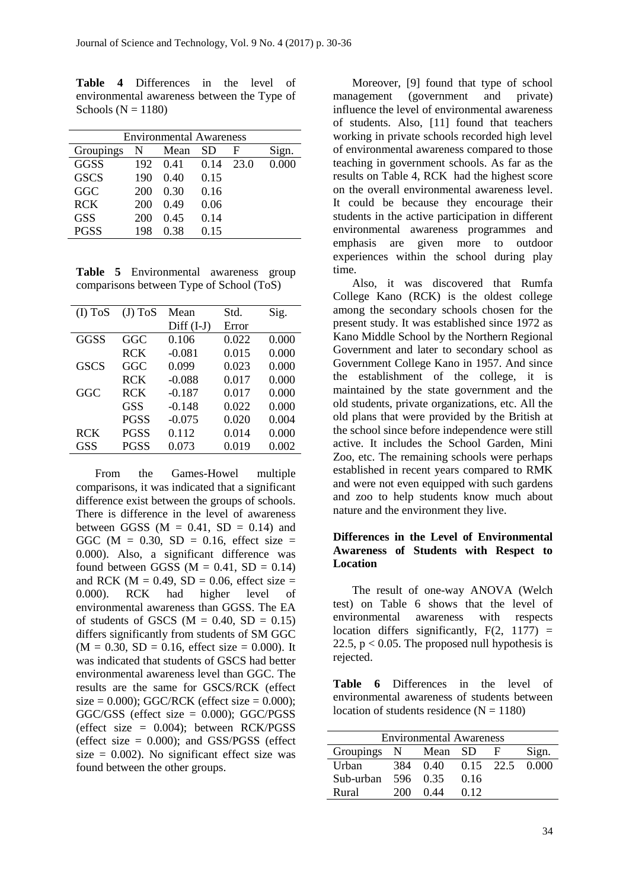**Table 4** Differences in the level of environmental awareness between the Type of Schools (N = 1180)

| Environmental Awareness | | | | | |
|---|---|---|---|---|---|
| Groupings | N | Mean | SD | F | Sign. |
| GGSS | 192 | 0.41 | 0.14 | 23.0 | 0.000 |
| GSCS | 190 | 0.40 | 0.15 | | |
| GGC | 200 | 0.30 | 0.16 | | |
| RCK | 200 | 0.49 | 0.06 | | |
| GSS | 200 | 0.45 | 0.14 | | |
| PGSS | 198 | 0.38 | 0.15 | | |

**Table 5** Environmental awareness group comparisons between Type of School (ToS)

| (I) ToS | (J) ToS | Mean Diff (I-J) | Std. Error | Sig. |
|---|---|---|---|---|
| GGSS | GGC | 0.106 | 0.022 | 0.000 |
| | RCK | -0.081 | 0.015 | 0.000 |
| GSCS | GGC | 0.099 | 0.023 | 0.000 |
| | RCK | -0.088 | 0.017 | 0.000 |
| GGC | RCK | -0.187 | 0.017 | 0.000 |
| | GSS | -0.148 | 0.022 | 0.000 |
| | PGSS | -0.075 | 0.020 | 0.004 |
| RCK | PGSS | 0.112 | 0.014 | 0.000 |
| GSS | PGSS | 0.073 | 0.019 | 0.002 |

From the Games-Howel multiple comparisons, it was indicated that a significant difference exist between the groups of schools. There is difference in the level of awareness between GGSS (M = 0.41, SD = 0.14) and GGC (M = 0.30, SD = 0.16, effect size = 0.000). Also, a significant difference was found between GGSS (M = 0.41, SD = 0.14) and RCK (M = 0.49, SD = 0.06, effect size = 0.000). RCK had higher level of environmental awareness than GGSS. The EA of students of GSCS (M = 0.40, SD = 0.15) differs significantly from students of SM GGC (M = 0.30, SD = 0.16, effect size = 0.000). It was indicated that students of GSCS had better environmental awareness level than GGC. The results are the same for GSCS/RCK (effect size = 0.000); GGC/RCK (effect size = 0.000); GGC/GSS (effect size = 0.000); GGC/PGSS (effect size = 0.004); between RCK/PGSS (effect size = 0.000); and GSS/PGSS (effect size = 0.002). No significant effect size was found between the other groups.

Moreover, [9] found that type of school management (government and private) influence the level of environmental awareness of students. Also, [11] found that teachers working in private schools recorded high level of environmental awareness compared to those teaching in government schools. As far as the results on Table 4, RCK had the highest score on the overall environmental awareness level. It could be because they encourage their students in the active participation in different environmental awareness programmes and emphasis are given more to outdoor experiences within the school during play time.

Also, it was discovered that Rumfa College Kano (RCK) is the oldest college among the secondary schools chosen for the present study. It was established since 1972 as Kano Middle School by the Northern Regional Government and later to secondary school as Government College Kano in 1957. And since the establishment of the college, it is maintained by the state government and the old students, private organizations, etc. All the old plans that were provided by the British at the school since before independence were still active. It includes the School Garden, Mini Zoo, etc. The remaining schools were perhaps established in recent years compared to RMK and were not even equipped with such gardens and zoo to help students know much about nature and the environment they live.

### Differences in the Level of Environmental Awareness of Students with Respect to Location

The result of one-way ANOVA (Welch test) on Table 6 shows that the level of environmental awareness with respects location differs significantly, $F(2, 1177) = 22.5$, $p < 0.05$. The proposed null hypothesis is rejected.

**Table 6** Differences in the level of environmental awareness of students between location of students residence (N = 1180)

| Environmental Awareness | | | | | |
|---|---|---|---|---|---|
| Groupings | N | Mean | SD | F | Sign. |
| Urban | 384 | 0.40 | 0.15 | 22.5 | 0.000 |
| Sub-urban | 596 | 0.35 | 0.16 | | |
| Rural | 200 | 0.44 | 0.12 | | |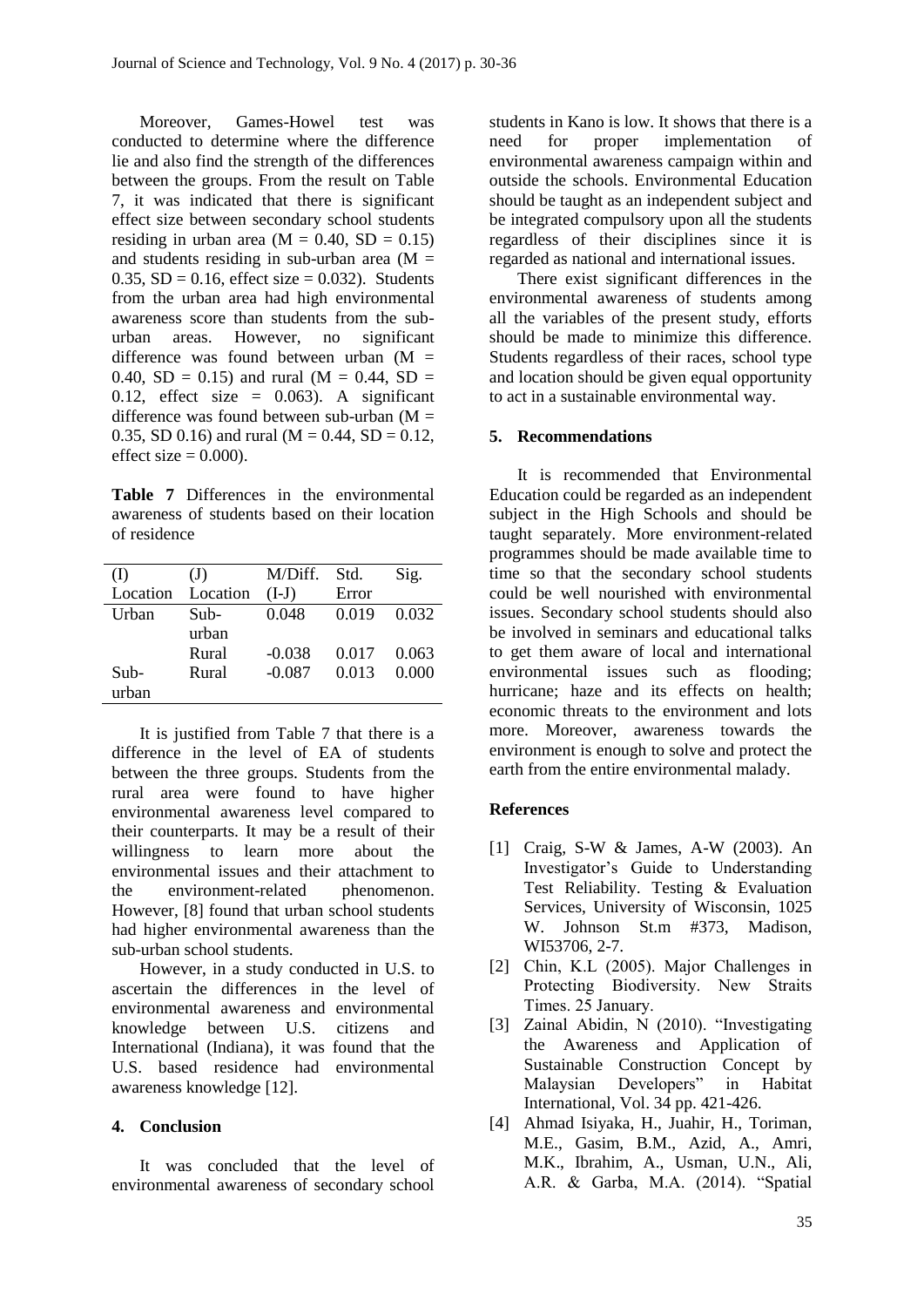Moreover, Games-Howel test was conducted to determine where the difference lie and also find the strength of the differences between the groups. From the result on Table 7, it was indicated that there is significant effect size between secondary school students residing in urban area (M = 0.40, SD = 0.15) and students residing in sub-urban area (M = 0.35, SD = 0.16, effect size = 0.032). Students from the urban area had high environmental awareness score than students from the sub-urban areas. However, no significant difference was found between urban (M = 0.40, SD = 0.15) and rural (M = 0.44, SD = 0.12, effect size = 0.063). A significant difference was found between sub-urban (M = 0.35, SD 0.16) and rural (M = 0.44, SD = 0.12, effect size = 0.000).

**Table 7** Differences in the environmental awareness of students based on their location of residence

| (I) Location | (J) Location | M/Diff. (I-J) | Std. Error | Sig. |
|---|---|---|---|---|
| Urban | Sub-urban | 0.048 | 0.019 | 0.032 |
| | Rural | -0.038 | 0.017 | 0.063 |
| Sub-urban | Rural | -0.087 | 0.013 | 0.000 |

It is justified from Table 7 that there is a difference in the level of EA of students between the three groups. Students from the rural area were found to have higher environmental awareness level compared to their counterparts. It may be a result of their willingness to learn more about the environmental issues and their attachment to the environment-related phenomenon. However, [8] found that urban school students had higher environmental awareness than the sub-urban school students.

However, in a study conducted in U.S. to ascertain the differences in the level of environmental awareness and environmental knowledge between U.S. citizens and International (Indiana), it was found that the U.S. based residence had environmental awareness knowledge [12].

## 4. Conclusion

It was concluded that the level of environmental awareness of secondary school students in Kano is low. It shows that there is a need for proper implementation of environmental awareness campaign within and outside the schools. Environmental Education should be taught as an independent subject and be integrated compulsory upon all the students regardless of their disciplines since it is regarded as national and international issues.

There exist significant differences in the environmental awareness of students among all the variables of the present study, efforts should be made to minimize this difference. Students regardless of their races, school type and location should be given equal opportunity to act in a sustainable environmental way.

## 5. Recommendations

It is recommended that Environmental Education could be regarded as an independent subject in the High Schools and should be taught separately. More environment-related programmes should be made available time to time so that the secondary school students could be well nourished with environmental issues. Secondary school students should also be involved in seminars and educational talks to get them aware of local and international environmental issues such as flooding; hurricane; haze and its effects on health; economic threats to the environment and lots more. Moreover, awareness towards the environment is enough to solve and protect the earth from the entire environmental malady.

## References

[1] Craig, S-W & James, A-W (2003). An Investigator's Guide to Understanding Test Reliability. Testing & Evaluation Services, University of Wisconsin, 1025 W. Johnson St.m #373, Madison, WI53706, 2-7.

[2] Chin, K.L (2005). Major Challenges in Protecting Biodiversity. New Straits Times. 25 January.

[3] Zainal Abidin, N (2010). "Investigating the Awareness and Application of Sustainable Construction Concept by Malaysian Developers" in Habitat International, Vol. 34 pp. 421-426.

[4] Ahmad Isiyaka, H., Juahir, H., Toriman, M.E., Gasim, B.M., Azid, A., Amri, M.K., Ibrahim, A., Usman, U.N., Ali, A.R. & Garba, M.A. (2014). "Spatial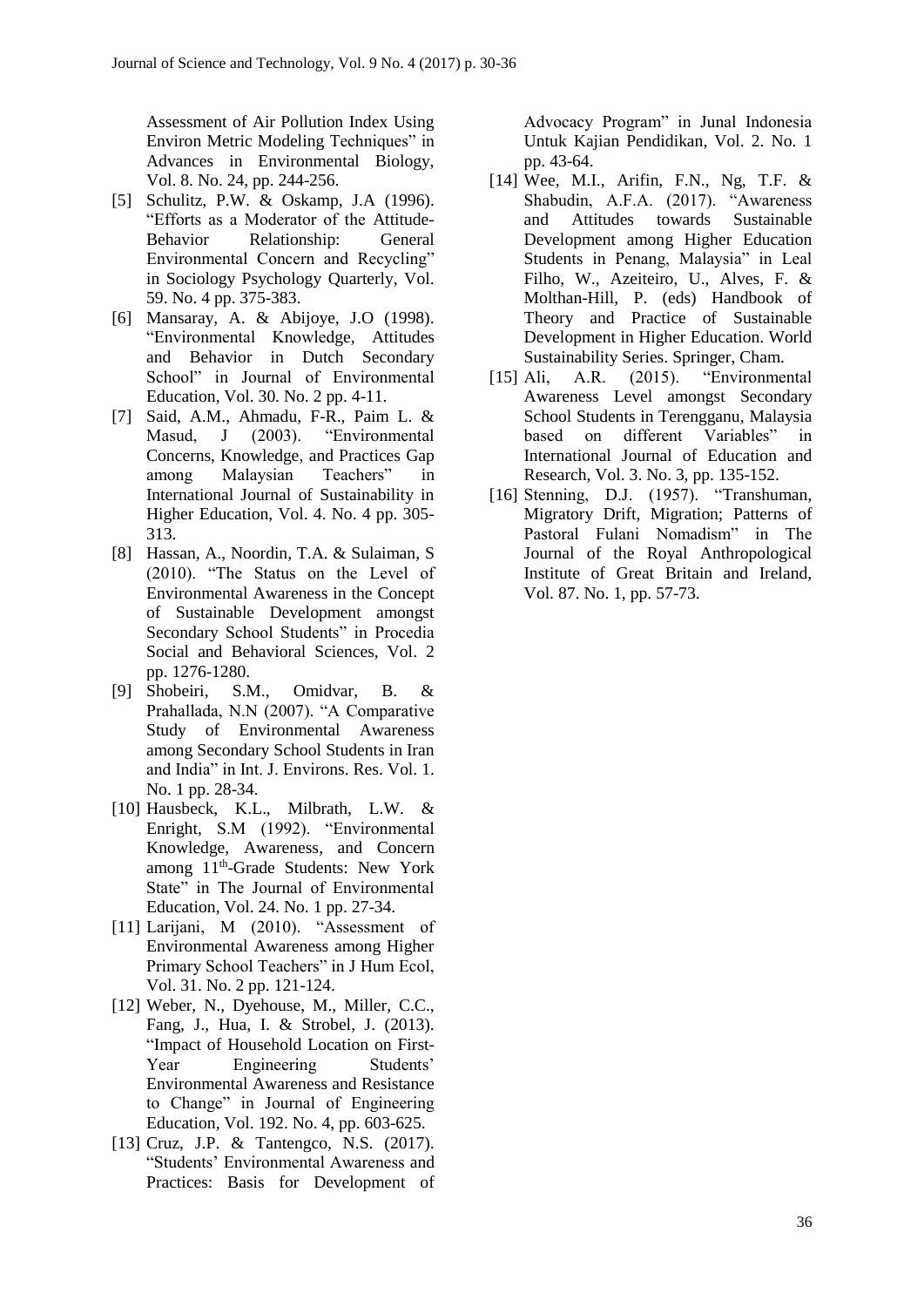Assessment of Air Pollution Index Using Environ Metric Modeling Techniques" in Advances in Environmental Biology, Vol. 8. No. 24, pp. 244-256.

[5] Schulitz, P.W. & Oskamp, J.A (1996). "Efforts as a Moderator of the Attitude-Behavior Relationship: General Environmental Concern and Recycling" in Sociology Psychology Quarterly, Vol. 59. No. 4 pp. 375-383.

[6] Mansaray, A. & Abijoye, J.O (1998). "Environmental Knowledge, Attitudes and Behavior in Dutch Secondary School" in Journal of Environmental Education, Vol. 30. No. 2 pp. 4-11.

[7] Said, A.M., Ahmadu, F-R., Paim L. & Masud, J (2003). "Environmental Concerns, Knowledge, and Practices Gap among Malaysian Teachers" in International Journal of Sustainability in Higher Education, Vol. 4. No. 4 pp. 305-313.

[8] Hassan, A., Noordin, T.A. & Sulaiman, S (2010). "The Status on the Level of Environmental Awareness in the Concept of Sustainable Development amongst Secondary School Students" in Procedia Social and Behavioral Sciences, Vol. 2 pp. 1276-1280.

[9] Shobeiri, S.M., Omidvar, B. & Prahallada, N.N (2007). "A Comparative Study of Environmental Awareness among Secondary School Students in Iran and India" in Int. J. Environs. Res. Vol. 1. No. 1 pp. 28-34.

[10] Hausbeck, K.L., Milbrath, L.W. & Enright, S.M (1992). "Environmental Knowledge, Awareness, and Concern among 11th-Grade Students: New York State" in The Journal of Environmental Education, Vol. 24. No. 1 pp. 27-34.

[11] Larijani, M (2010). "Assessment of Environmental Awareness among Higher Primary School Teachers" in J Hum Ecol, Vol. 31. No. 2 pp. 121-124.

[12] Weber, N., Dyehouse, M., Miller, C.C., Fang, J., Hua, I. & Strobel, J. (2013). "Impact of Household Location on First-Year Engineering Students' Environmental Awareness and Resistance to Change" in Journal of Engineering Education, Vol. 192. No. 4, pp. 603-625.

[13] Cruz, J.P. & Tantengco, N.S. (2017). "Students' Environmental Awareness and Practices: Basis for Development of Advocacy Program" in Junal Indonesia Untuk Kajian Pendidikan, Vol. 2. No. 1 pp. 43-64.

[14] Wee, M.I., Arifin, F.N., Ng, T.F. & Shabudin, A.F.A. (2017). "Awareness and Attitudes towards Sustainable Development among Higher Education Students in Penang, Malaysia" in Leal Filho, W., Azeiteiro, U., Alves, F. & Molthan-Hill, P. (eds) Handbook of Theory and Practice of Sustainable Development in Higher Education. World Sustainability Series. Springer, Cham.

[15] Ali, A.R. (2015). "Environmental Awareness Level amongst Secondary School Students in Terengganu, Malaysia based on different Variables" in International Journal of Education and Research, Vol. 3. No. 3, pp. 135-152.

[16] Stenning, D.J. (1957). "Transhuman, Migratory Drift, Migration; Patterns of Pastoral Fulani Nomadism" in The Journal of the Royal Anthropological Institute of Great Britain and Ireland, Vol. 87. No. 1, pp. 57-73.